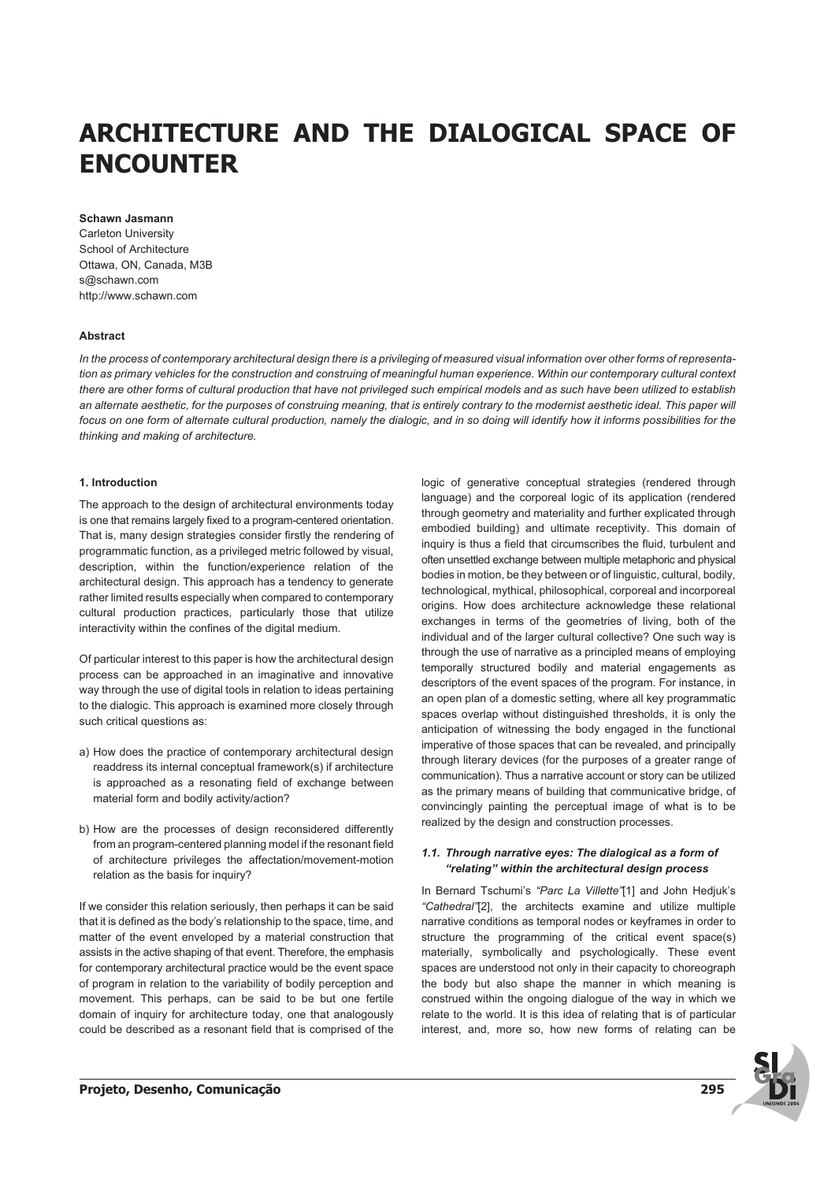# ARCHITECTURE AND THE DIALOGICAL SPACE OF ENCOUNTER

**Schawn Jasmann**
Carleton University
School of Architecture
Ottawa, ON, Canada, M3B
s@schawn.com
http://www.schawn.com

#### Abstract

*In the process of contemporary architectural design there is a privileging of measured visual information over other forms of representation as primary vehicles for the construction and construing of meaningful human experience. Within our contemporary cultural context there are other forms of cultural production that have not privileged such empirical models and as such have been utilized to establish an alternate aesthetic, for the purposes of construing meaning, that is entirely contrary to the modernist aesthetic ideal. This paper will focus on one form of alternate cultural production, namely the dialogic, and in so doing will identify how it informs possibilities for the thinking and making of architecture.*

## 1. Introduction

The approach to the design of architectural environments today is one that remains largely fixed to a program-centered orientation. That is, many design strategies consider firstly the rendering of programmatic function, as a privileged metric followed by visual, description, within the function/experience relation of the architectural design. This approach has a tendency to generate rather limited results especially when compared to contemporary cultural production practices, particularly those that utilize interactivity within the confines of the digital medium.

Of particular interest to this paper is how the architectural design process can be approached in an imaginative and innovative way through the use of digital tools in relation to ideas pertaining to the dialogic. This approach is examined more closely through such critical questions as:

a) How does the practice of contemporary architectural design readdress its internal conceptual framework(s) if architecture is approached as a resonating field of exchange between material form and bodily activity/action?

b) How are the processes of design reconsidered differently from an program-centered planning model if the resonant field of architecture privileges the affectation/movement-motion relation as the basis for inquiry?

If we consider this relation seriously, then perhaps it can be said that it is defined as the body's relationship to the space, time, and matter of the event enveloped by a material construction that assists in the active shaping of that event. Therefore, the emphasis for contemporary architectural practice would be the event space of program in relation to the variability of bodily perception and movement. This perhaps, can be said to be but one fertile domain of inquiry for architecture today, one that analogously could be described as a resonant field that is comprised of the logic of generative conceptual strategies (rendered through language) and the corporeal logic of its application (rendered through geometry and materiality and further explicated through embodied building) and ultimate receptivity. This domain of inquiry is thus a field that circumscribes the fluid, turbulent and often unsettled exchange between multiple metaphoric and physical bodies in motion, be they between or of linguistic, cultural, bodily, technological, mythical, philosophical, corporeal and incorporeal origins. How does architecture acknowledge these relational exchanges in terms of the geometries of living, both of the individual and of the larger cultural collective? One such way is through the use of narrative as a principled means of employing temporally structured bodily and material engagements as descriptors of the event spaces of the program. For instance, in an open plan of a domestic setting, where all key programmatic spaces overlap without distinguished thresholds, it is only the anticipation of witnessing the body engaged in the functional imperative of those spaces that can be revealed, and principally through literary devices (for the purposes of a greater range of communication). Thus a narrative account or story can be utilized as the primary means of building that communicative bridge, of convincingly painting the perceptual image of what is to be realized by the design and construction processes.

### *1.1. Through narrative eyes: The dialogical as a form of "relating" within the architectural design process*

In Bernard Tschumi's *"Parc La Villette"*[1] and John Hedjuk's *"Cathedral"*[2], the architects examine and utilize multiple narrative conditions as temporal nodes or keyframes in order to structure the programming of the critical event space(s) materially, symbolically and psychologically. These event spaces are understood not only in their capacity to choreograph the body but also shape the manner in which meaning is construed within the ongoing dialogue of the way in which we relate to the world. It is this idea of relating that is of particular interest, and, more so, how new forms of relating can be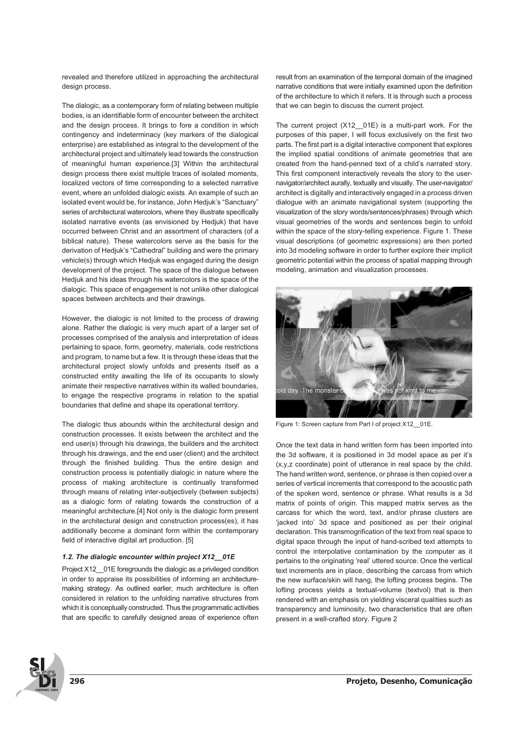revealed and therefore utilized in approaching the architectural design process.

The dialogic, as a contemporary form of relating between multiple bodies, is an identifiable form of encounter between the architect and the design process. It brings to fore a condition in which contingency and indeterminacy (key markers of the dialogical enterprise) are established as integral to the development of the architectural project and ultimately lead towards the construction of meaningful human experience.[3] Within the architectural design process there exist multiple traces of isolated moments, localized vectors of time corresponding to a selected narrative event, where an unfolded dialogic exists. An example of such an isolated event would be, for instance, John Hedjuk's "Sanctuary" series of architectural watercolors, where they illustrate specifically isolated narrative events (as envisioned by Hedjuk) that have occurred between Christ and an assortment of characters (of a biblical nature). These watercolors serve as the basis for the derivation of Hedjuk's "Cathedral" building and were the primary vehicle(s) through which Hedjuk was engaged during the design development of the project. The space of the dialogue between Hedjuk and his ideas through his watercolors is the space of the dialogic. This space of engagement is not unlike other dialogical spaces between architects and their drawings.

However, the dialogic is not limited to the process of drawing alone. Rather the dialogic is very much apart of a larger set of processes comprised of the analysis and interpretation of ideas pertaining to space, form, geometry, materials, code restrictions and program, to name but a few. It is through these ideas that the architectural project slowly unfolds and presents itself as a constructed entity awaiting the life of its occupants to slowly animate their respective narratives within its walled boundaries, to engage the respective programs in relation to the spatial boundaries that define and shape its operational territory.

The dialogic thus abounds within the architectural design and construction processes. It exists between the architect and the end user(s) through his drawings, the builders and the architect through his drawings, and the end user (client) and the architect through the finished building. Thus the entire design and construction process is potentially dialogic in nature where the process of making architecture is continually transformed through means of relating inter-subjectively (between subjects) as a dialogic form of relating towards the construction of a meaningful architecture.[4] Not only is the dialogic form present in the architectural design and construction process(es), it has additionally become a dominant form within the contemporary field of interactive digital art production. [5]

### *1.2. The dialogic encounter within project X12__01E*

Project X12__01E foregrounds the dialogic as a privileged condition in order to appraise its possibilities of informing an architecture-making strategy. As outlined earlier, much architecture is often considered in relation to the unfolding narrative structures from which it is conceptually constructed. Thus the programmatic activities that are specific to carefully designed areas of experience often result from an examination of the temporal domain of the imagined narrative conditions that were initially examined upon the definition of the architecture to which it refers. It is through such a process that we can begin to discuss the current project.

The current project (X12__01E) is a multi-part work. For the purposes of this paper, I will focus exclusively on the first two parts. The first part is a digital interactive component that explores the implied spatial conditions of animate geometries that are created from the hand-penned text of a child's narrated story. This first component interactively reveals the story to the user-navigator/architect aurally, textually and visually. The user-navigator/architect is digitally and interactively engaged in a process driven dialogue with an animate navigational system (supporting the visualization of the story words/sentences/phrases) through which visual geometries of the words and sentences begin to unfold within the space of the story-telling experience. Figure 1. These visual descriptions (of geometric expressions) are then ported into 3d modeling software in order to further explore their implicit geometric potential within the process of spatial mapping through modeling, animation and visualization processes.

Figure 1: Screen capture from Part I of project X12__01E.

Once the text data in hand written form has been imported into the 3d software, it is positioned in 3d model space as per it's (x,y,z coordinate) point of utterance in real space by the child. The hand written word, sentence, or phrase is then copied over a series of vertical increments that correspond to the acoustic path of the spoken word, sentence or phrase. What results is a 3d matrix of points of origin. This mapped matrix serves as the carcass for which the word, text, and/or phrase clusters are 'jacked into' 3d space and positioned as per their original declaration. This transmogrification of the text from real space to digital space through the input of hand-scribed text attempts to control the interpolative contamination by the computer as it pertains to the originating 'real' uttered source. Once the vertical text increments are in place, describing the carcass from which the new surface/skin will hang, the lofting process begins. The lofting process yields a textual-volume (textvol) that is then rendered with an emphasis on yielding visceral qualities such as transparency and luminosity, two characteristics that are often present in a well-crafted story. Figure 2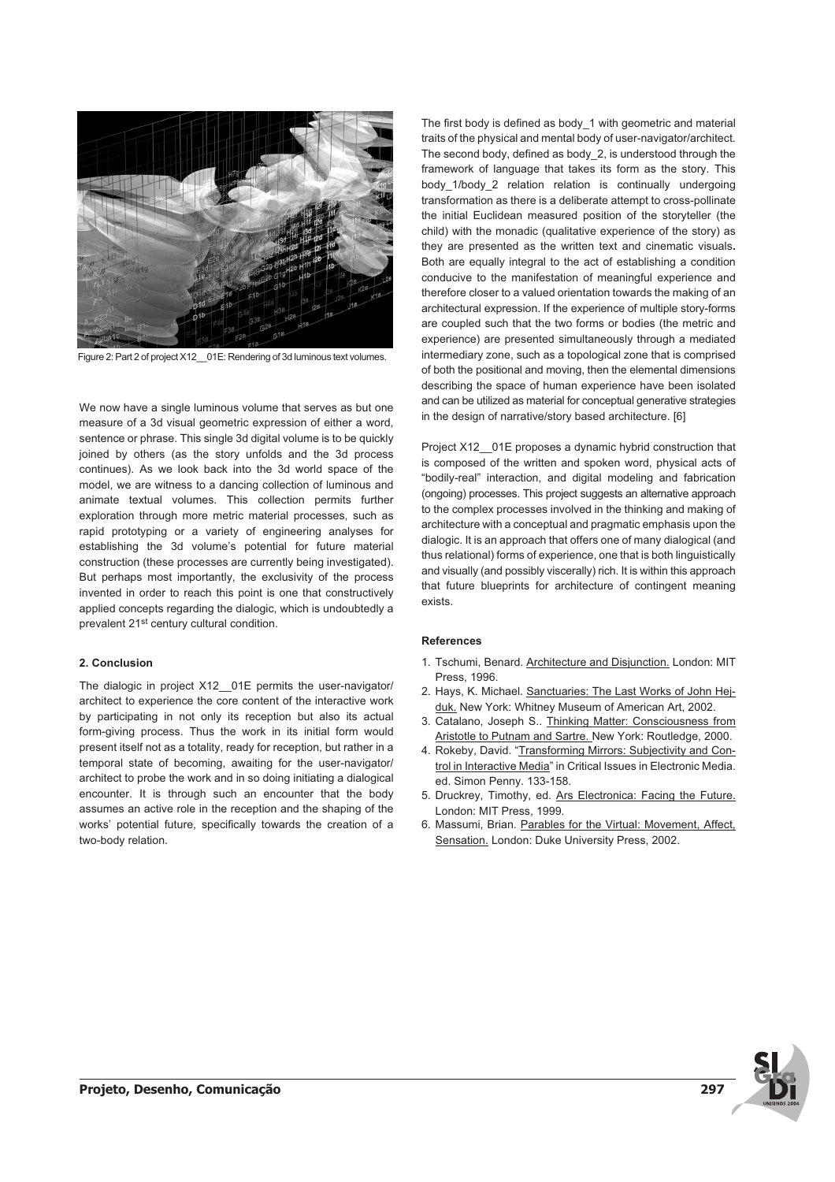Figure 2: Part 2 of project X12__01E: Rendering of 3d luminous text volumes.

We now have a single luminous volume that serves as but one measure of a 3d visual geometric expression of either a word, sentence or phrase. This single 3d digital volume is to be quickly joined by others (as the story unfolds and the 3d process continues). As we look back into the 3d world space of the model, we are witness to a dancing collection of luminous and animate textual volumes. This collection permits further exploration through more metric material processes, such as rapid prototyping or a variety of engineering analyses for establishing the 3d volume's potential for future material construction (these processes are currently being investigated). But perhaps most importantly, the exclusivity of the process invented in order to reach this point is one that constructively applied concepts regarding the dialogic, which is undoubtedly a prevalent 21st century cultural condition.

## 2. Conclusion

The dialogic in project X12__01E permits the user-navigator/architect to experience the core content of the interactive work by participating in not only its reception but also its actual form-giving process. Thus the work in its initial form would present itself not as a totality, ready for reception, but rather in a temporal state of becoming, awaiting for the user-navigator/architect to probe the work and in so doing initiating a dialogical encounter. It is through such an encounter that the body assumes an active role in the reception and the shaping of the works' potential future, specifically towards the creation of a two-body relation.

The first body is defined as body_1 with geometric and material traits of the physical and mental body of user-navigator/architect. The second body, defined as body_2, is understood through the framework of language that takes its form as the story. This body_1/body_2 relation relation is continually undergoing transformation as there is a deliberate attempt to cross-pollinate the initial Euclidean measured position of the storyteller (the child) with the monadic (qualitative experience of the story) as they are presented as the written text and cinematic visuals. Both are equally integral to the act of establishing a condition conducive to the manifestation of meaningful experience and therefore closer to a valued orientation towards the making of an architectural expression. If the experience of multiple story-forms are coupled such that the two forms or bodies (the metric and experience) are presented simultaneously through a mediated intermediary zone, such as a topological zone that is comprised of both the positional and moving, then the elemental dimensions describing the space of human experience have been isolated and can be utilized as material for conceptual generative strategies in the design of narrative/story based architecture. [6]

Project X12__01E proposes a dynamic hybrid construction that is composed of the written and spoken word, physical acts of "bodily-real" interaction, and digital modeling and fabrication (ongoing) processes. This project suggests an alternative approach to the complex processes involved in the thinking and making of architecture with a conceptual and pragmatic emphasis upon the dialogic. It is an approach that offers one of many dialogical (and thus relational) forms of experience, one that is both linguistically and visually (and possibly viscerally) rich. It is within this approach that future blueprints for architecture of contingent meaning exists.

### References

1. Tschumi, Benard. Architecture and Disjunction. London: MIT Press, 1996.
2. Hays, K. Michael. Sanctuaries: The Last Works of John Hejduk. New York: Whitney Museum of American Art, 2002.
3. Catalano, Joseph S.. Thinking Matter: Consciousness from Aristotle to Putnam and Sartre. New York: Routledge, 2000.
4. Rokeby, David. "Transforming Mirrors: Subjectivity and Control in Interactive Media" in Critical Issues in Electronic Media. ed. Simon Penny. 133-158.
5. Druckrey, Timothy, ed. Ars Electronica: Facing the Future. London: MIT Press, 1999.
6. Massumi, Brian. Parables for the Virtual: Movement, Affect, Sensation. London: Duke University Press, 2002.